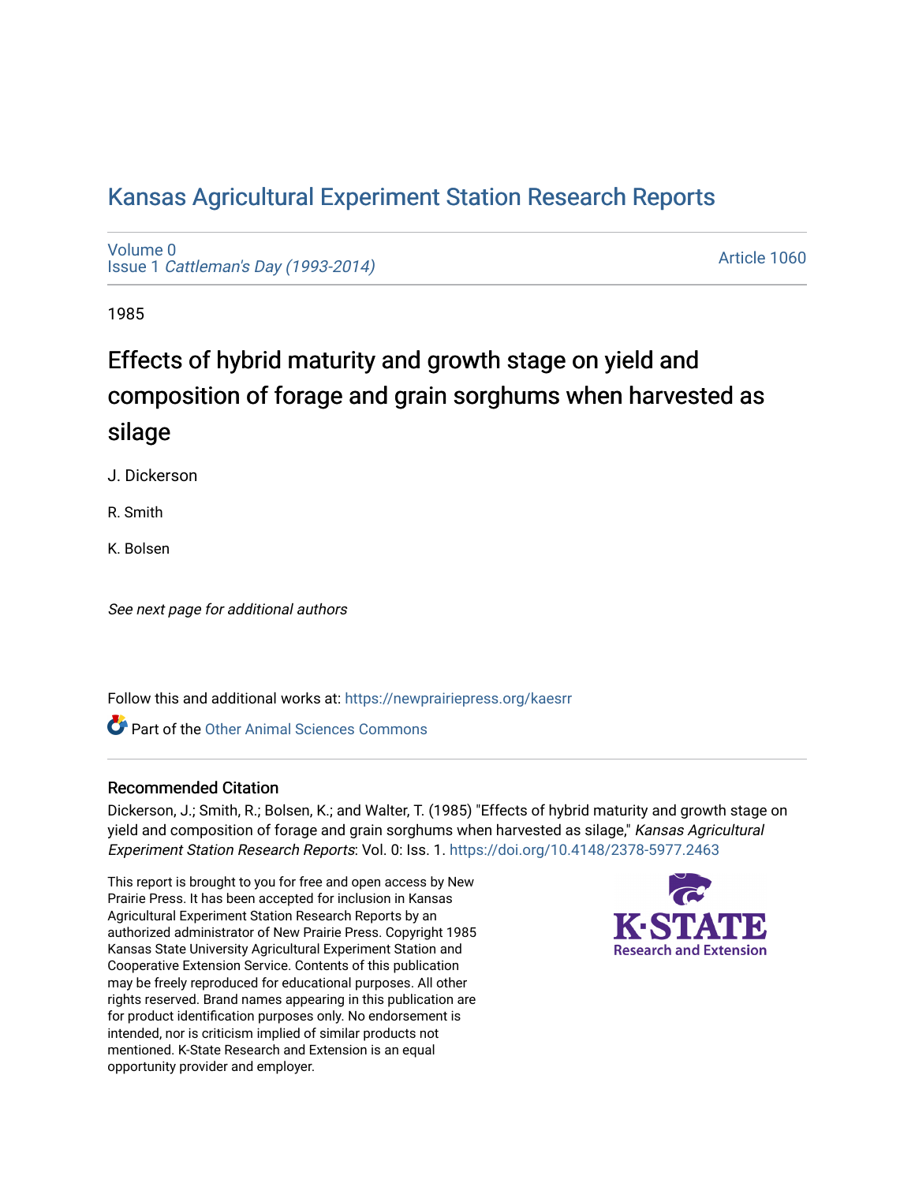# Kansas Agricultural Experiment Station Research Reports

Volume 0
Issue 1 *Cattleman's Day (1993-2014)*

Article 1060

1985

## Effects of hybrid maturity and growth stage on yield and composition of forage and grain sorghums when harvested as silage

J. Dickerson

R. Smith

K. Bolsen

*See next page for additional authors*

Follow this and additional works at: https://newprairiepress.org/kaesrr

Part of the Other Animal Sciences Commons

### Recommended Citation

Dickerson, J.; Smith, R.; Bolsen, K.; and Walter, T. (1985) "Effects of hybrid maturity and growth stage on yield and composition of forage and grain sorghums when harvested as silage," *Kansas Agricultural Experiment Station Research Reports*: Vol. 0: Iss. 1. https://doi.org/10.4148/2378-5977.2463

This report is brought to you for free and open access by New Prairie Press. It has been accepted for inclusion in Kansas Agricultural Experiment Station Research Reports by an authorized administrator of New Prairie Press. Copyright 1985 Kansas State University Agricultural Experiment Station and Cooperative Extension Service. Contents of this publication may be freely reproduced for educational purposes. All other rights reserved. Brand names appearing in this publication are for product identification purposes only. No endorsement is intended, nor is criticism implied of similar products not mentioned. K-State Research and Extension is an equal opportunity provider and employer.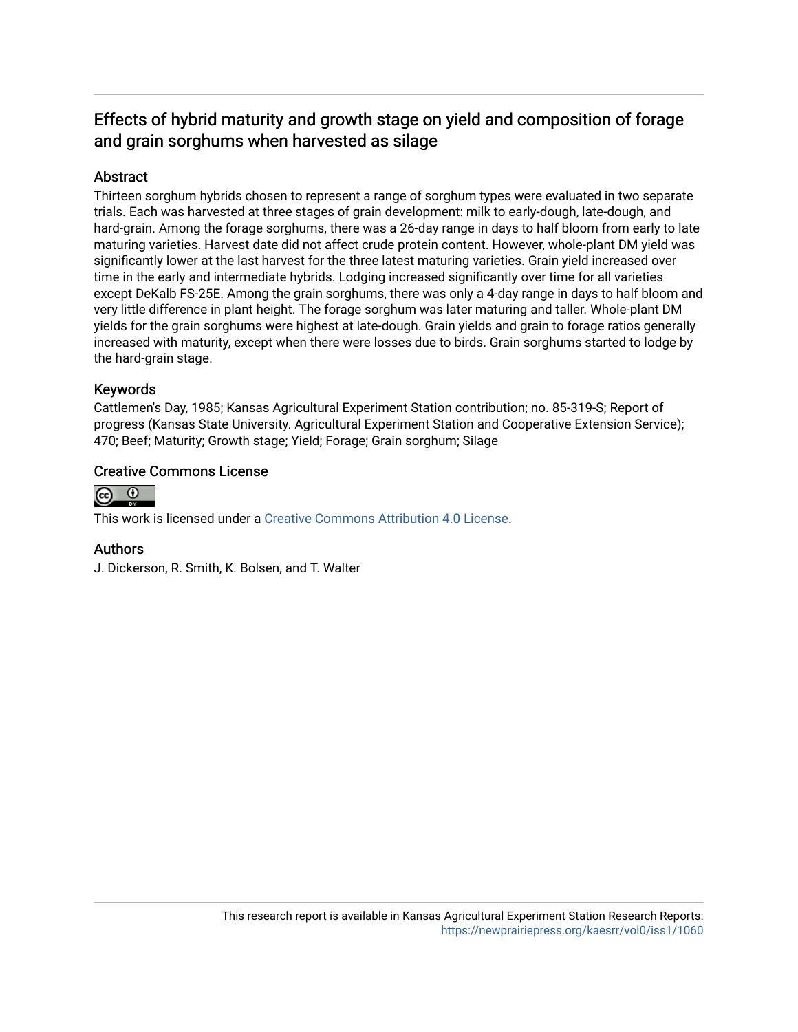# Effects of hybrid maturity and growth stage on yield and composition of forage and grain sorghums when harvested as silage

## Abstract

Thirteen sorghum hybrids chosen to represent a range of sorghum types were evaluated in two separate trials. Each was harvested at three stages of grain development: milk to early-dough, late-dough, and hard-grain. Among the forage sorghums, there was a 26-day range in days to half bloom from early to late maturing varieties. Harvest date did not affect crude protein content. However, whole-plant DM yield was significantly lower at the last harvest for the three latest maturing varieties. Grain yield increased over time in the early and intermediate hybrids. Lodging increased significantly over time for all varieties except DeKalb FS-25E. Among the grain sorghums, there was only a 4-day range in days to half bloom and very little difference in plant height. The forage sorghum was later maturing and taller. Whole-plant DM yields for the grain sorghums were highest at late-dough. Grain yields and grain to forage ratios generally increased with maturity, except when there were losses due to birds. Grain sorghums started to lodge by the hard-grain stage.

## Keywords

Cattlemen's Day, 1985; Kansas Agricultural Experiment Station contribution; no. 85-319-S; Report of progress (Kansas State University. Agricultural Experiment Station and Cooperative Extension Service); 470; Beef; Maturity; Growth stage; Yield; Forage; Grain sorghum; Silage

## Creative Commons License

This work is licensed under a Creative Commons Attribution 4.0 License.

## Authors

J. Dickerson, R. Smith, K. Bolsen, and T. Walter

This research report is available in Kansas Agricultural Experiment Station Research Reports: https://newprairiepress.org/kaesrr/vol0/iss1/1060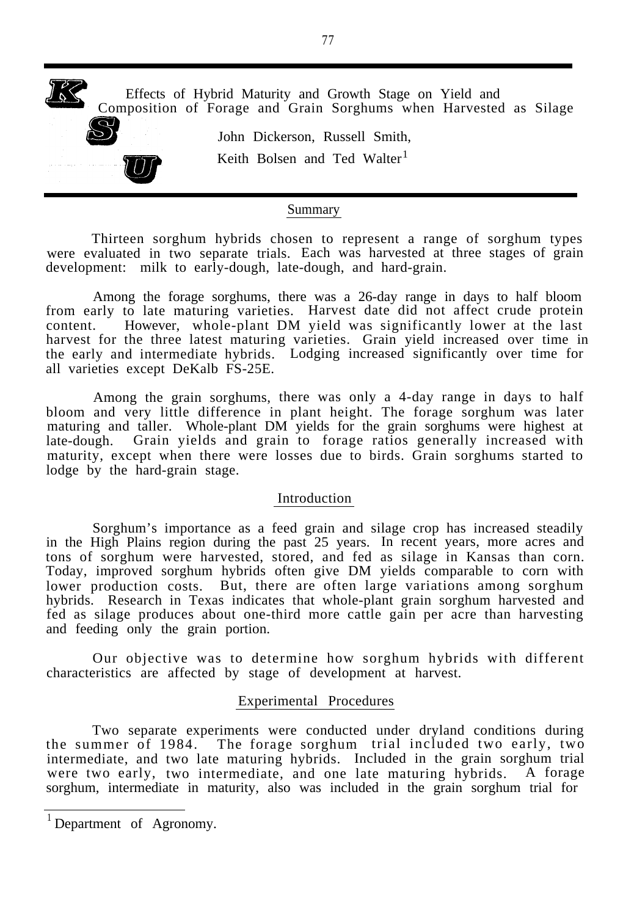# Effects of Hybrid Maturity and Growth Stage on Yield and Composition of Forage and Grain Sorghums when Harvested as Silage

John Dickerson, Russell Smith,
Keith Bolsen and Ted Walter[1]

## Summary

Thirteen sorghum hybrids chosen to represent a range of sorghum types were evaluated in two separate trials. Each was harvested at three stages of grain development: milk to early-dough, late-dough, and hard-grain.

Among the forage sorghums, there was a 26-day range in days to half bloom from early to late maturing varieties. Harvest date did not affect crude protein content. However, whole-plant DM yield was significantly lower at the last harvest for the three latest maturing varieties. Grain yield increased over time in the early and intermediate hybrids. Lodging increased significantly over time for all varieties except DeKalb FS-25E.

Among the grain sorghums, there was only a 4-day range in days to half bloom and very little difference in plant height. The forage sorghum was later maturing and taller. Whole-plant DM yields for the grain sorghums were highest at late-dough. Grain yields and grain to forage ratios generally increased with maturity, except when there were losses due to birds. Grain sorghums started to lodge by the hard-grain stage.

## Introduction

Sorghum's importance as a feed grain and silage crop has increased steadily in the High Plains region during the past 25 years. In recent years, more acres and tons of sorghum were harvested, stored, and fed as silage in Kansas than corn. Today, improved sorghum hybrids often give DM yields comparable to corn with lower production costs. But, there are often large variations among sorghum hybrids. Research in Texas indicates that whole-plant grain sorghum harvested and fed as silage produces about one-third more cattle gain per acre than harvesting and feeding only the grain portion.

Our objective was to determine how sorghum hybrids with different characteristics are affected by stage of development at harvest.

## Experimental Procedures

Two separate experiments were conducted under dryland conditions during the summer of 1984. The forage sorghum trial included two early, two intermediate, and two late maturing hybrids. Included in the grain sorghum trial were two early, two intermediate, and one late maturing hybrids. A forage sorghum, intermediate in maturity, also was included in the grain sorghum trial for

---

[1] Department of Agronomy.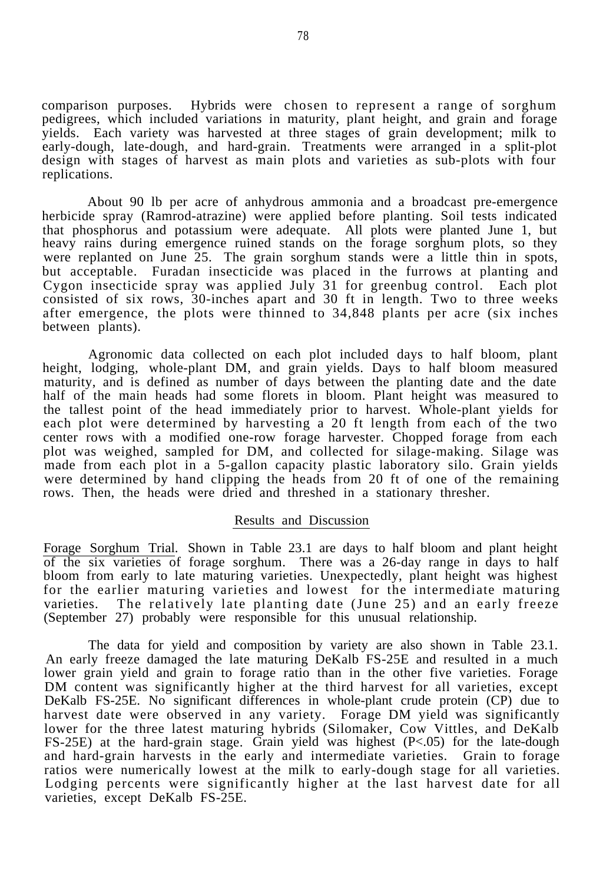comparison purposes. Hybrids were chosen to represent a range of sorghum pedigrees, which included variations in maturity, plant height, and grain and forage yields. Each variety was harvested at three stages of grain development; milk to early-dough, late-dough, and hard-grain. Treatments were arranged in a split-plot design with stages of harvest as main plots and varieties as sub-plots with four replications.

About 90 lb per acre of anhydrous ammonia and a broadcast pre-emergence herbicide spray (Ramrod-atrazine) were applied before planting. Soil tests indicated that phosphorus and potassium were adequate. All plots were planted June 1, but heavy rains during emergence ruined stands on the forage sorghum plots, so they were replanted on June 25. The grain sorghum stands were a little thin in spots, but acceptable. Furadan insecticide was placed in the furrows at planting and Cygon insecticide spray was applied July 31 for greenbug control. Each plot consisted of six rows, 30-inches apart and 30 ft in length. Two to three weeks after emergence, the plots were thinned to 34,848 plants per acre (six inches between plants).

Agronomic data collected on each plot included days to half bloom, plant height, lodging, whole-plant DM, and grain yields. Days to half bloom measured maturity, and is defined as number of days between the planting date and the date half of the main heads had some florets in bloom. Plant height was measured to the tallest point of the head immediately prior to harvest. Whole-plant yields for each plot were determined by harvesting a 20 ft length from each of the two center rows with a modified one-row forage harvester. Chopped forage from each plot was weighed, sampled for DM, and collected for silage-making. Silage was made from each plot in a 5-gallon capacity plastic laboratory silo. Grain yields were determined by hand clipping the heads from 20 ft of one of the remaining rows. Then, the heads were dried and threshed in a stationary thresher.

## Results and Discussion

Forage Sorghum Trial. Shown in Table 23.1 are days to half bloom and plant height of the six varieties of forage sorghum. There was a 26-day range in days to half bloom from early to late maturing varieties. Unexpectedly, plant height was highest for the earlier maturing varieties and lowest for the intermediate maturing varieties. The relatively late planting date (June 25) and an early freeze (September 27) probably were responsible for this unusual relationship.

The data for yield and composition by variety are also shown in Table 23.1. An early freeze damaged the late maturing DeKalb FS-25E and resulted in a much lower grain yield and grain to forage ratio than in the other five varieties. Forage DM content was significantly higher at the third harvest for all varieties, except DeKalb FS-25E. No significant differences in whole-plant crude protein (CP) due to harvest date were observed in any variety. Forage DM yield was significantly lower for the three latest maturing hybrids (Silomaker, Cow Vittles, and DeKalb FS-25E) at the hard-grain stage. Grain yield was highest ($P<.05$) for the late-dough and hard-grain harvests in the early and intermediate varieties. Grain to forage ratios were numerically lowest at the milk to early-dough stage for all varieties. Lodging percents were significantly higher at the last harvest date for all varieties, except DeKalb FS-25E.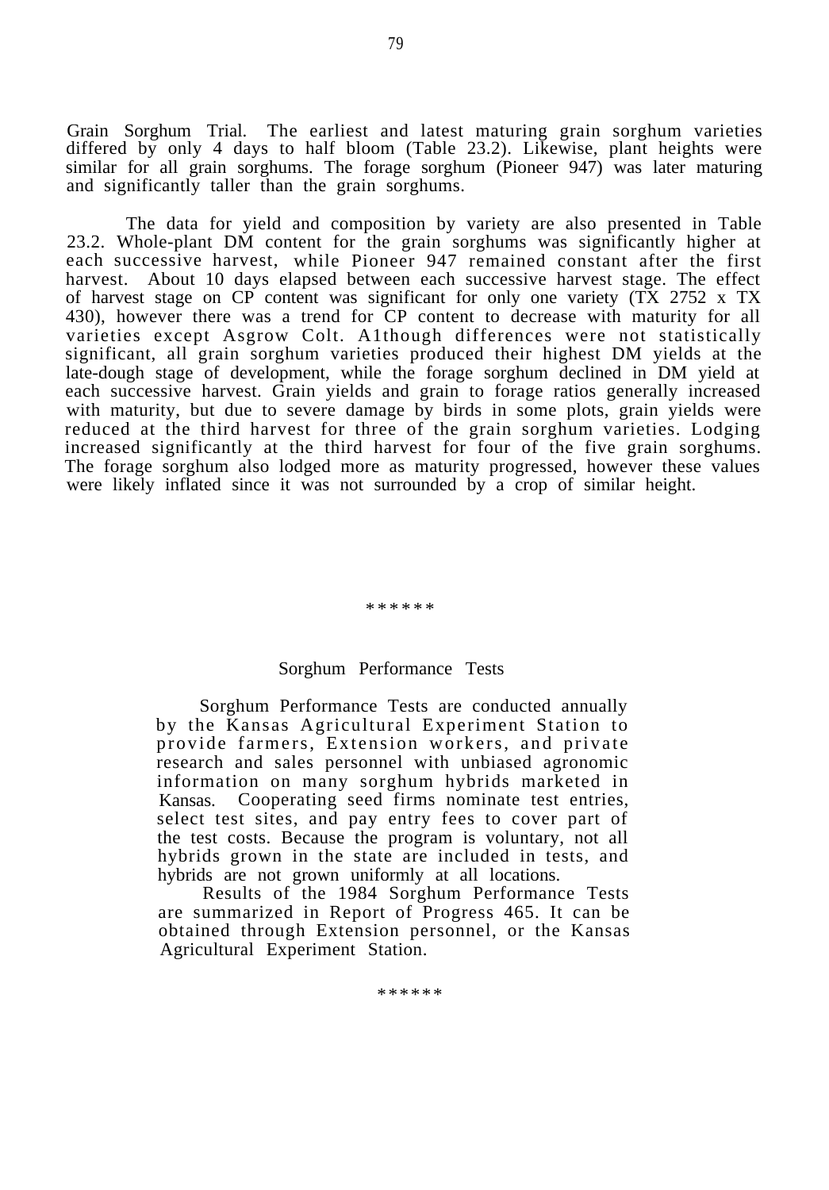Grain Sorghum Trial. The earliest and latest maturing grain sorghum varieties differed by only 4 days to half bloom (Table 23.2). Likewise, plant heights were similar for all grain sorghums. The forage sorghum (Pioneer 947) was later maturing and significantly taller than the grain sorghums.

The data for yield and composition by variety are also presented in Table 23.2. Whole-plant DM content for the grain sorghums was significantly higher at each successive harvest, while Pioneer 947 remained constant after the first harvest. About 10 days elapsed between each successive harvest stage. The effect of harvest stage on CP content was significant for only one variety (TX 2752 x TX 430), however there was a trend for CP content to decrease with maturity for all varieties except Asgrow Colt. A1though differences were not statistically significant, all grain sorghum varieties produced their highest DM yields at the late-dough stage of development, while the forage sorghum declined in DM yield at each successive harvest. Grain yields and grain to forage ratios generally increased with maturity, but due to severe damage by birds in some plots, grain yields were reduced at the third harvest for three of the grain sorghum varieties. Lodging increased significantly at the third harvest for four of the five grain sorghums. The forage sorghum also lodged more as maturity progressed, however these values were likely inflated since it was not surrounded by a crop of similar height.

******

## Sorghum Performance Tests

Sorghum Performance Tests are conducted annually by the Kansas Agricultural Experiment Station to provide farmers, Extension workers, and private research and sales personnel with unbiased agronomic information on many sorghum hybrids marketed in Kansas. Cooperating seed firms nominate test entries, select test sites, and pay entry fees to cover part of the test costs. Because the program is voluntary, not all hybrids grown in the state are included in tests, and hybrids are not grown uniformly at all locations.

Results of the 1984 Sorghum Performance Tests are summarized in Report of Progress 465. It can be obtained through Extension personnel, or the Kansas Agricultural Experiment Station.

******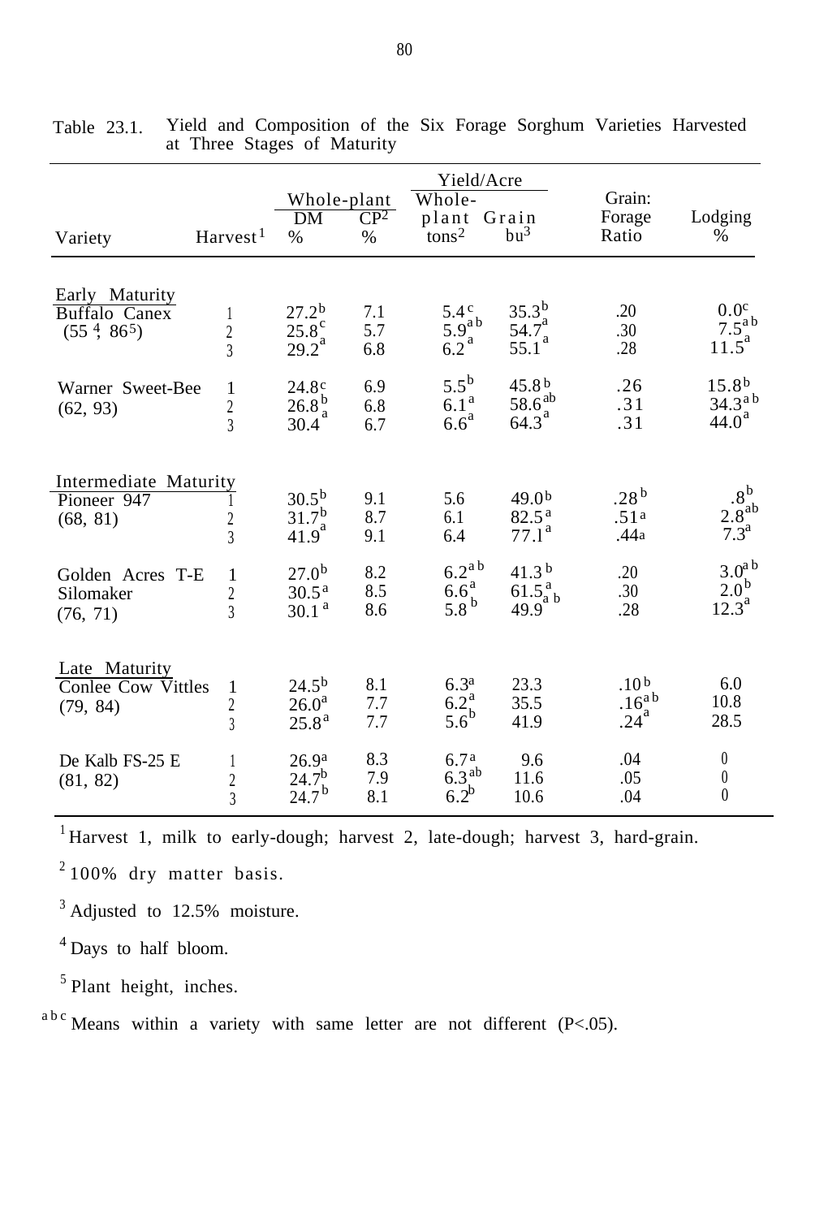Table 23.1. Yield and Composition of the Six Forage Sorghum Varieties Harvested at Three Stages of Maturity

| Variety | Harvest[1] | Whole-plant DM % | Whole-plant CP[2] % | Yield/Acre Whole-plant tons[2] | Yield/Acre Grain bu[3] | Grain: Forage Ratio | Lodging % |
|---|---|---|---|---|---|---|---|
| **Early Maturity** | | | | | | | |
| Buffalo Canex | 1 | 27.2[b] | 7.1 | 5.4[c] | 35.3[b] | .20 | 0.0[c] |
| (55 [4], 86 [5]) | 2 | 25.8[c] | 5.7 | 5.9[ab] | 54.7[a] | .30 | 7.5[ab] |
| | 3 | 29.2[a] | 6.8 | 6.2[a] | 55.1[a] | .28 | 11.5[a] |
| Warner Sweet-Bee | 1 | 24.8[c] | 6.9 | 5.5[b] | 45.8[b] | .26 | 15.8[b] |
| (62, 93) | 2 | 26.8[b] | 6.8 | 6.1[a] | 58.6[ab] | .31 | 34.3[ab] |
| | 3 | 30.4[a] | 6.7 | 6.6[a] | 64.3[a] | .31 | 44.0[a] |
| **Intermediate Maturity** | | | | | | | |
| Pioneer 947 | 1 | 30.5[b] | 9.1 | 5.6 | 49.0[b] | .28[b] | .8[b] |
| (68, 81) | 2 | 31.7[b] | 8.7 | 6.1 | 82.5[a] | .51[a] | 2.8[ab] |
| | 3 | 41.9[a] | 9.1 | 6.4 | 77.1[a] | .44[a] | 7.3[a] |
| Golden Acres T-E Silomaker | 1 | 27.0[b] | 8.2 | 6.2[ab] | 41.3[b] | .20 | 3.0[ab] |
| (76, 71) | 2 | 30.5[a] | 8.5 | 6.6[a] | 61.5[a] | .30 | 2.0[b] |
| | 3 | 30.1[a] | 8.6 | 5.8[b] | 49.9[ab] | .28 | 12.3[a] |
| **Late Maturity** | | | | | | | |
| Conlee Cow Vittles | 1 | 24.5[b] | 8.1 | 6.3[a] | 23.3 | .10[b] | 6.0 |
| (79, 84) | 2 | 26.0[a] | 7.7 | 6.2[a] | 35.5 | .16[ab] | 10.8 |
| | 3 | 25.8[a] | 7.7 | 5.6[b] | 41.9 | .24[a] | 28.5 |
| De Kalb FS-25 E | 1 | 26.9[a] | 8.3 | 6.7[a] | 9.6 | .04 | 0 |
| (81, 82) | 2 | 24.7[b] | 7.9 | 6.3[ab] | 11.6 | .05 | 0 |
| | 3 | 24.7[b] | 8.1 | 6.2[b] | 10.6 | .04 | 0 |

[1] Harvest 1, milk to early-dough; harvest 2, late-dough; harvest 3, hard-grain.

[2] 100% dry matter basis.

[3] Adjusted to 12.5% moisture.

[4] Days to half bloom.

[5] Plant height, inches.

[abc] Means within a variety with same letter are not different (P<.05).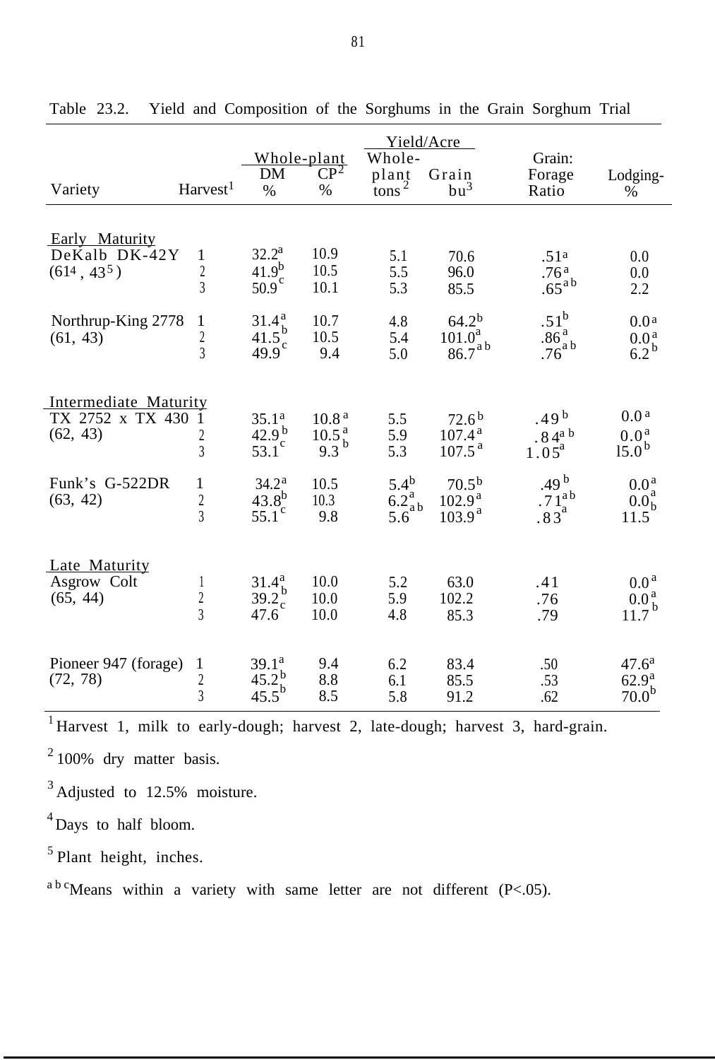Table 23.2. Yield and Composition of the Sorghums in the Grain Sorghum Trial

| Variety | Harvest[1] | Whole-plant DM % | Whole-plant CP[2] % | Yield/Acre Whole-plant tons[2] | Yield/Acre Grain bu[3] | Grain: Forage Ratio | Lodging-% |
|---|---|---|---|---|---|---|---|
| Early Maturity | | | | | | | |
| DeKalb DK-42Y | 1 | 32.2[a] | 10.9 | 5.1 | 70.6 | .51[a] | 0.0 |
| (61[4], 43[5]) | 2 | 41.9[b] | 10.5 | 5.5 | 96.0 | .76[a] | 0.0 |
| | 3 | 50.9[c] | 10.1 | 5.3 | 85.5 | .65[ab] | 2.2 |
| Northrup-King 2778 | 1 | 31.4[a] | 10.7 | 4.8 | 64.2[b] | .51[b] | 0.0[a] |
| (61, 43) | 2 | 41.5[b] | 10.5 | 5.4 | 101.0[a] | .86[a] | 0.0[a] |
| | 3 | 49.9[c] | 9.4 | 5.0 | 86.7[ab] | .76[ab] | 6.2[b] |
| Intermediate Maturity | | | | | | | |
| TX 2752 x TX 430 | 1 | 35.1[a] | 10.8[a] | 5.5 | 72.6[b] | .49[b] | 0.0[a] |
| (62, 43) | 2 | 42.9[b] | 10.5[a] | 5.9 | 107.4[a] | .84[ab] | 0.0[a] |
| | 3 | 53.1[c] | 9.3[b] | 5.3 | 107.5[a] | 1.05[a] | 15.0[b] |
| Funk's G-522DR | 1 | 34.2[a] | 10.5 | 5.4[b] | 70.5[b] | .49[b] | 0.0[a] |
| (63, 42) | 2 | 43.8[b] | 10.3 | 6.2[a] | 102.9[a] | .71[ab] | 0.0[a] |
| | 3 | 55.1[c] | 9.8 | 5.6[ab] | 103.9[a] | .83[a] | 11.5[b] |
| Late Maturity | | | | | | | |
| Asgrow Colt | 1 | 31.4[a] | 10.0 | 5.2 | 63.0 | .41 | 0.0[a] |
| (65, 44) | 2 | 39.2[b] | 10.0 | 5.9 | 102.2 | .76 | 0.0[a] |
| | 3 | 47.6[c] | 10.0 | 4.8 | 85.3 | .79 | 11.7[b] |
| Pioneer 947 (forage) | 1 | 39.1[a] | 9.4 | 6.2 | 83.4 | .50 | 47.6[a] |
| (72, 78) | 2 | 45.2[b] | 8.8 | 6.1 | 85.5 | .53 | 62.9[a] |
| | 3 | 45.5[b] | 8.5 | 5.8 | 91.2 | .62 | 70.0[b] |

[1] Harvest 1, milk to early-dough; harvest 2, late-dough; harvest 3, hard-grain.

[2] 100% dry matter basis.

[3] Adjusted to 12.5% moisture.

[4] Days to half bloom.

[5] Plant height, inches.

[a b c] Means within a variety with same letter are not different (P<.05).